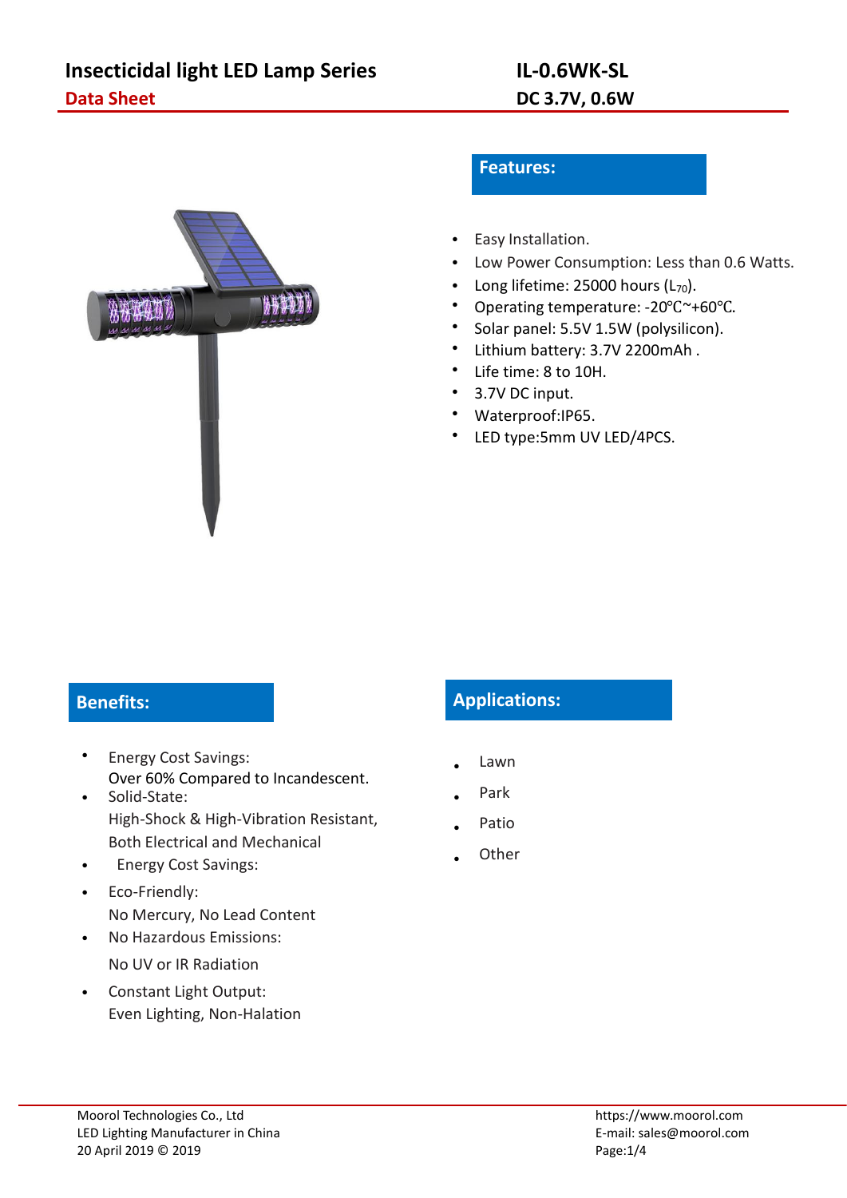# Insecticidal light LED Lamp Series

## Data Sheet

## IL-0.6WK-SL

## DC 3.7V, 0.6W

## Features:

- Easy Installation.
- Low Power Consumption: Less than 0.6 Watts.
- Long lifetime: 25000 hours ($L_{70}$).
- Operating temperature: -20℃~+60℃.
- Solar panel: 5.5V 1.5W (polysilicon).
- Lithium battery: 3.7V 2200mAh .
- Life time: 8 to 10H.
- 3.7V DC input.
- Waterproof:IP65.
- LED type:5mm UV LED/4PCS.

## Benefits:

- Energy Cost Savings:
  Over 60% Compared to Incandescent.
- Solid-State:
  High-Shock & High-Vibration Resistant,
  Both Electrical and Mechanical
- Energy Cost Savings:
- Eco-Friendly:
  No Mercury, No Lead Content
- No Hazardous Emissions:
  No UV or IR Radiation
- Constant Light Output:
  Even Lighting, Non-Halation

## Applications:

- Lawn
- Park
- Patio
- Other

Moorol Technologies Co., Ltd
LED Lighting Manufacturer in China
20 April 2019 © 2019

https://www.moorol.com
E-mail: sales@moorol.com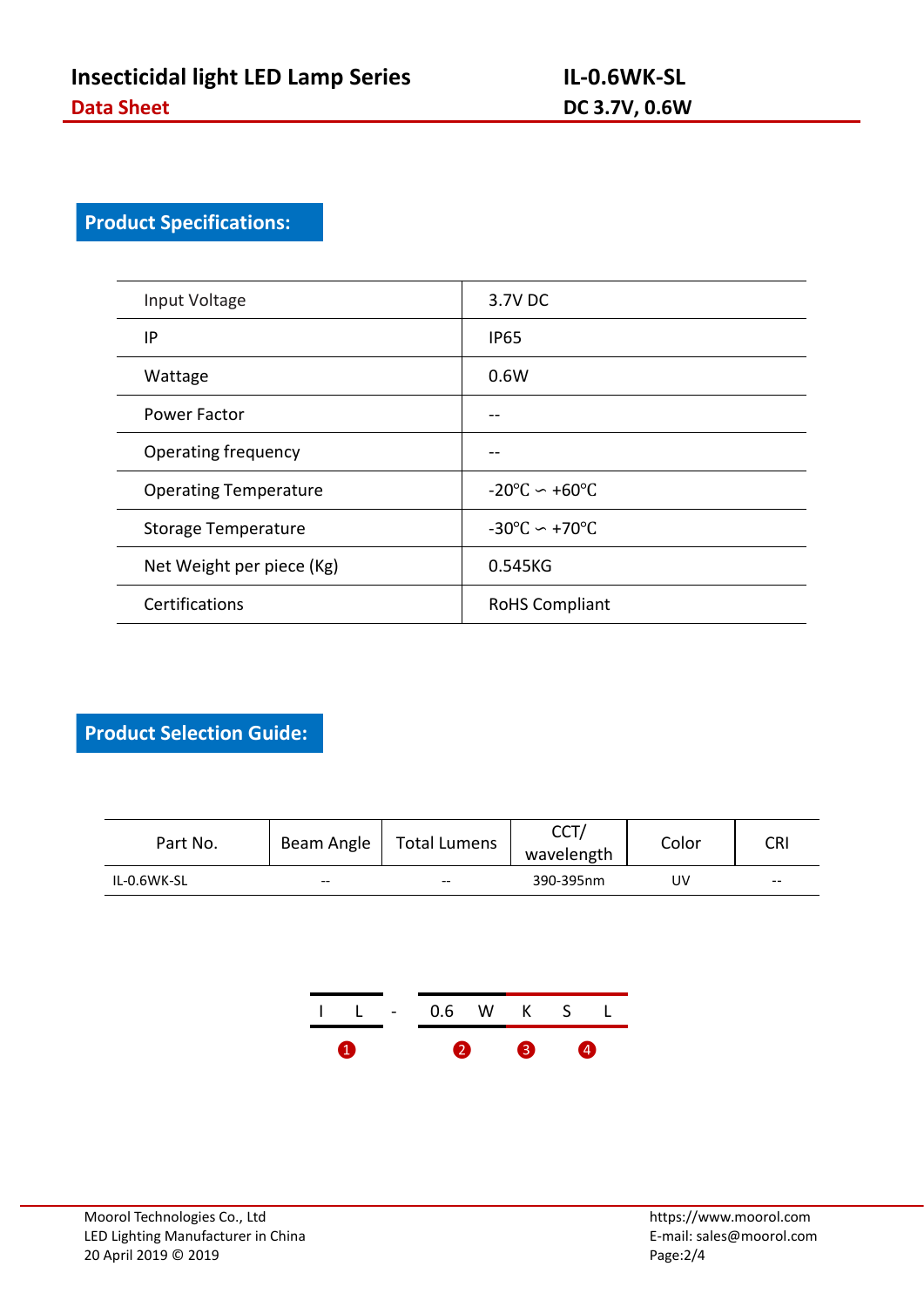## Product Specifications:

| Input Voltage | 3.7V DC |
|---|---|
| IP | IP65 |
| Wattage | 0.6W |
| Power Factor | -- |
| Operating frequency | -- |
| Operating Temperature | -20℃ ∽ +60℃ |
| Storage Temperature | -30℃ ∽ +70℃ |
| Net Weight per piece (Kg) | 0.545KG |
| Certifications | RoHS Compliant |

## Product Selection Guide:

| Part No. | Beam Angle | Total Lumens | CCT/ wavelength | Color | CRI |
|---|---|---|---|---|---|
| IL-0.6WK-SL | -- | -- | 390-395nm | UV | -- |

| I L | - | 0.6 W | K | S L |
|---|---|---|---|---|
| ❶ | | ❷ | ❸ | ❹ |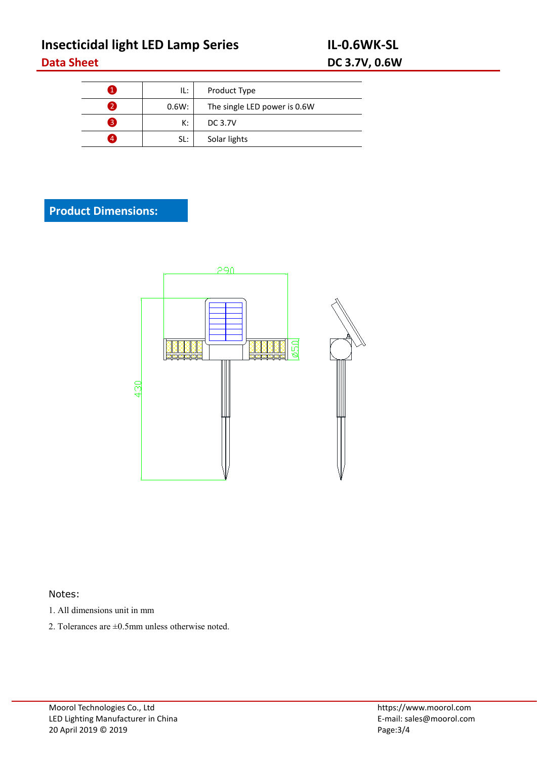| | | |
|---|---|---|
| 1 | IL: | Product Type |
| 2 | 0.6W: | The single LED power is 0.6W |
| 3 | K: | DC 3.7V |
| 4 | SL: | Solar lights |

## Product Dimensions:

Notes:

1. All dimensions unit in mm
2. Tolerances are ±0.5mm unless otherwise noted.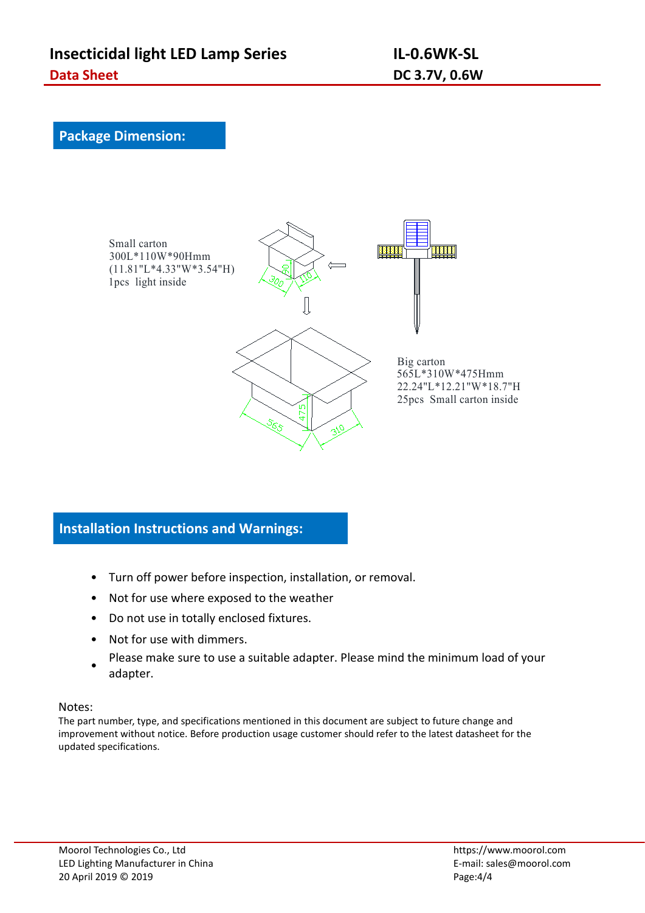## Package Dimension:

Small carton
300L*110W*90Hmm
(11.81"L*4.33"W*3.54"H)
1pcs light inside

300
110
90

Big carton
565L*310W*475Hmm
22.24"L*12.21"W*18.7"H
25pcs Small carton inside

565
310
475

## Installation Instructions and Warnings:

- Turn off power before inspection, installation, or removal.
- Not for use where exposed to the weather
- Do not use in totally enclosed fixtures.
- Not for use with dimmers.
- Please make sure to use a suitable adapter. Please mind the minimum load of your adapter.

Notes:

The part number, type, and specifications mentioned in this document are subject to future change and improvement without notice. Before production usage customer should refer to the latest datasheet for the updated specifications.